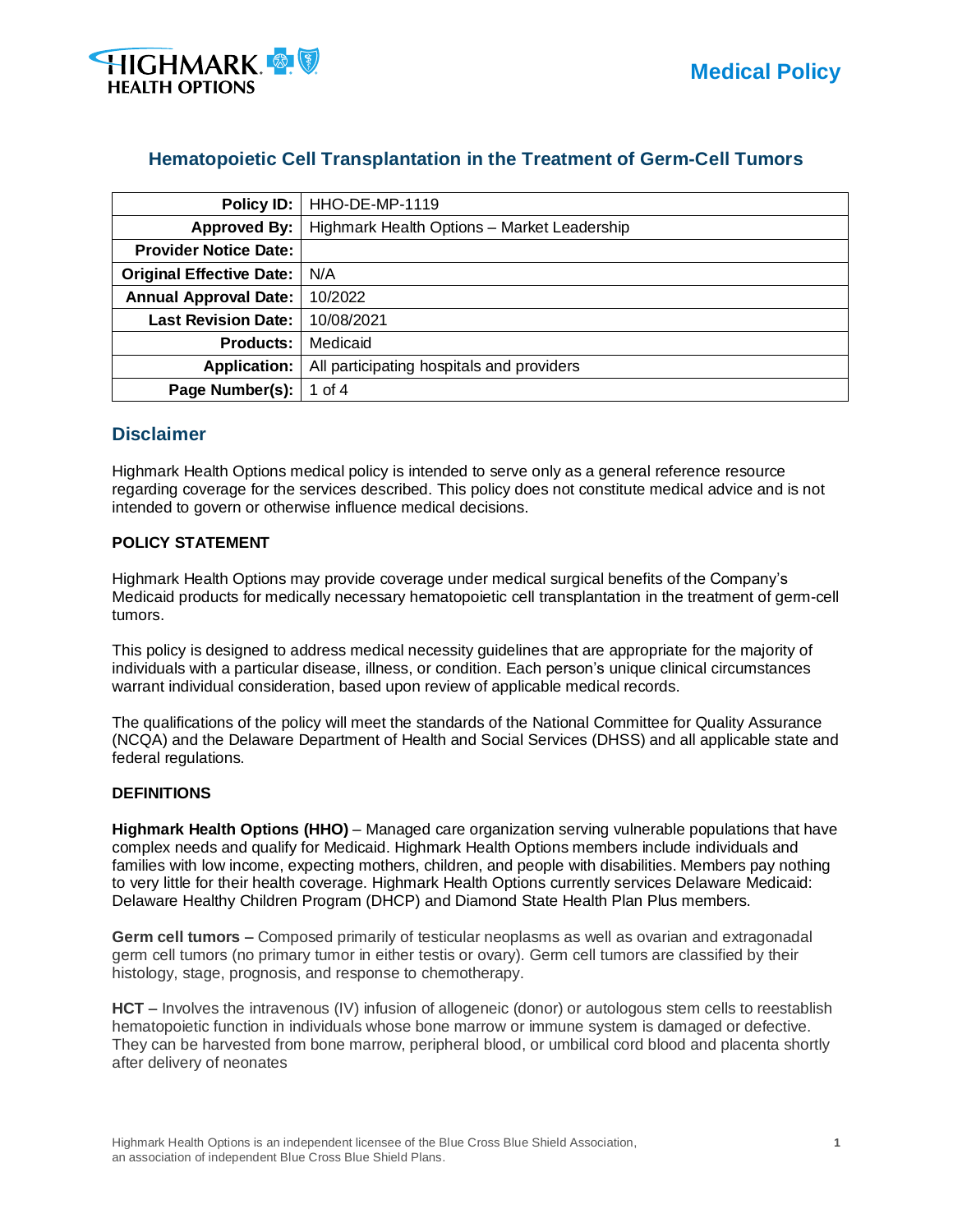# Hematopoietic Cell Transplantation in the Treatment of Germ-Cell Tumors

| Policy ID: | HHO-DE-MP-1119 |
|---|---|
| Approved By: | Highmark Health Options – Market Leadership |
| Provider Notice Date: | |
| Original Effective Date: | N/A |
| Annual Approval Date: | 10/2022 |
| Last Revision Date: | 10/08/2021 |
| Products: | Medicaid |
| Application: | All participating hospitals and providers |
| Page Number(s): | 1 of 4 |

## Disclaimer

Highmark Health Options medical policy is intended to serve only as a general reference resource regarding coverage for the services described. This policy does not constitute medical advice and is not intended to govern or otherwise influence medical decisions.

### POLICY STATEMENT

Highmark Health Options may provide coverage under medical surgical benefits of the Company's Medicaid products for medically necessary hematopoietic cell transplantation in the treatment of germ-cell tumors.

This policy is designed to address medical necessity guidelines that are appropriate for the majority of individuals with a particular disease, illness, or condition. Each person's unique clinical circumstances warrant individual consideration, based upon review of applicable medical records.

The qualifications of the policy will meet the standards of the National Committee for Quality Assurance (NCQA) and the Delaware Department of Health and Social Services (DHSS) and all applicable state and federal regulations.

### DEFINITIONS

**Highmark Health Options (HHO)** – Managed care organization serving vulnerable populations that have complex needs and qualify for Medicaid. Highmark Health Options members include individuals and families with low income, expecting mothers, children, and people with disabilities. Members pay nothing to very little for their health coverage. Highmark Health Options currently services Delaware Medicaid: Delaware Healthy Children Program (DHCP) and Diamond State Health Plan Plus members.

**Germ cell tumors** – Composed primarily of testicular neoplasms as well as ovarian and extragonadal germ cell tumors (no primary tumor in either testis or ovary). Germ cell tumors are classified by their histology, stage, prognosis, and response to chemotherapy.

**HCT** – Involves the intravenous (IV) infusion of allogeneic (donor) or autologous stem cells to reestablish hematopoietic function in individuals whose bone marrow or immune system is damaged or defective. They can be harvested from bone marrow, peripheral blood, or umbilical cord blood and placenta shortly after delivery of neonates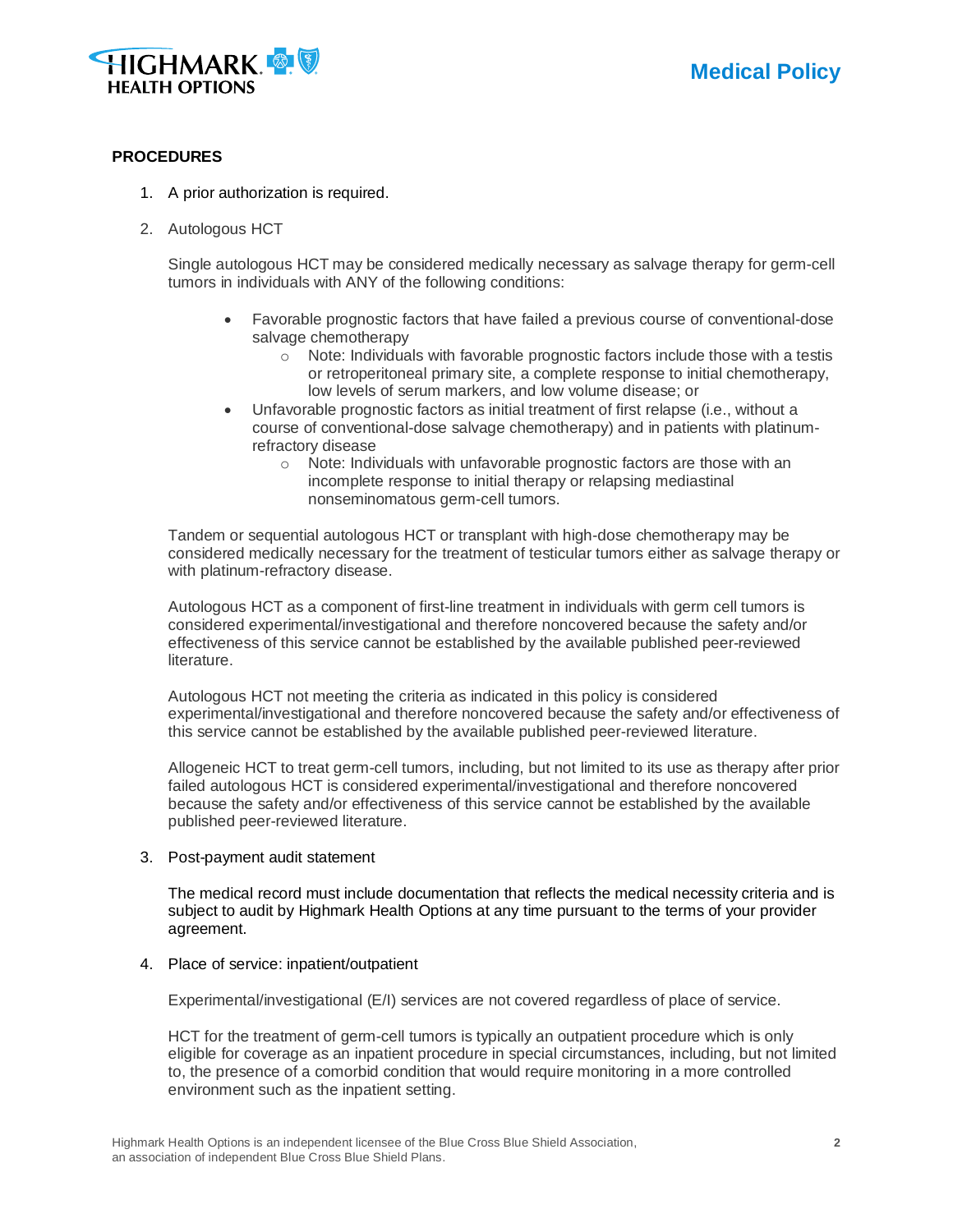## PROCEDURES

1. A prior authorization is required.

2. Autologous HCT

   Single autologous HCT may be considered medically necessary as salvage therapy for germ-cell tumors in individuals with ANY of the following conditions:

   - Favorable prognostic factors that have failed a previous course of conventional-dose salvage chemotherapy
     - Note: Individuals with favorable prognostic factors include those with a testis or retroperitoneal primary site, a complete response to initial chemotherapy, low levels of serum markers, and low volume disease; or
   - Unfavorable prognostic factors as initial treatment of first relapse (i.e., without a course of conventional-dose salvage chemotherapy) and in patients with platinum-refractory disease
     - Note: Individuals with unfavorable prognostic factors are those with an incomplete response to initial therapy or relapsing mediastinal nonseminomatous germ-cell tumors.

   Tandem or sequential autologous HCT or transplant with high-dose chemotherapy may be considered medically necessary for the treatment of testicular tumors either as salvage therapy or with platinum-refractory disease.

   Autologous HCT as a component of first-line treatment in individuals with germ cell tumors is considered experimental/investigational and therefore noncovered because the safety and/or effectiveness of this service cannot be established by the available published peer-reviewed literature.

   Autologous HCT not meeting the criteria as indicated in this policy is considered experimental/investigational and therefore noncovered because the safety and/or effectiveness of this service cannot be established by the available published peer-reviewed literature.

   Allogeneic HCT to treat germ-cell tumors, including, but not limited to its use as therapy after prior failed autologous HCT is considered experimental/investigational and therefore noncovered because the safety and/or effectiveness of this service cannot be established by the available published peer-reviewed literature.

3. Post-payment audit statement

   The medical record must include documentation that reflects the medical necessity criteria and is subject to audit by Highmark Health Options at any time pursuant to the terms of your provider agreement.

4. Place of service: inpatient/outpatient

   Experimental/investigational (E/I) services are not covered regardless of place of service.

   HCT for the treatment of germ-cell tumors is typically an outpatient procedure which is only eligible for coverage as an inpatient procedure in special circumstances, including, but not limited to, the presence of a comorbid condition that would require monitoring in a more controlled environment such as the inpatient setting.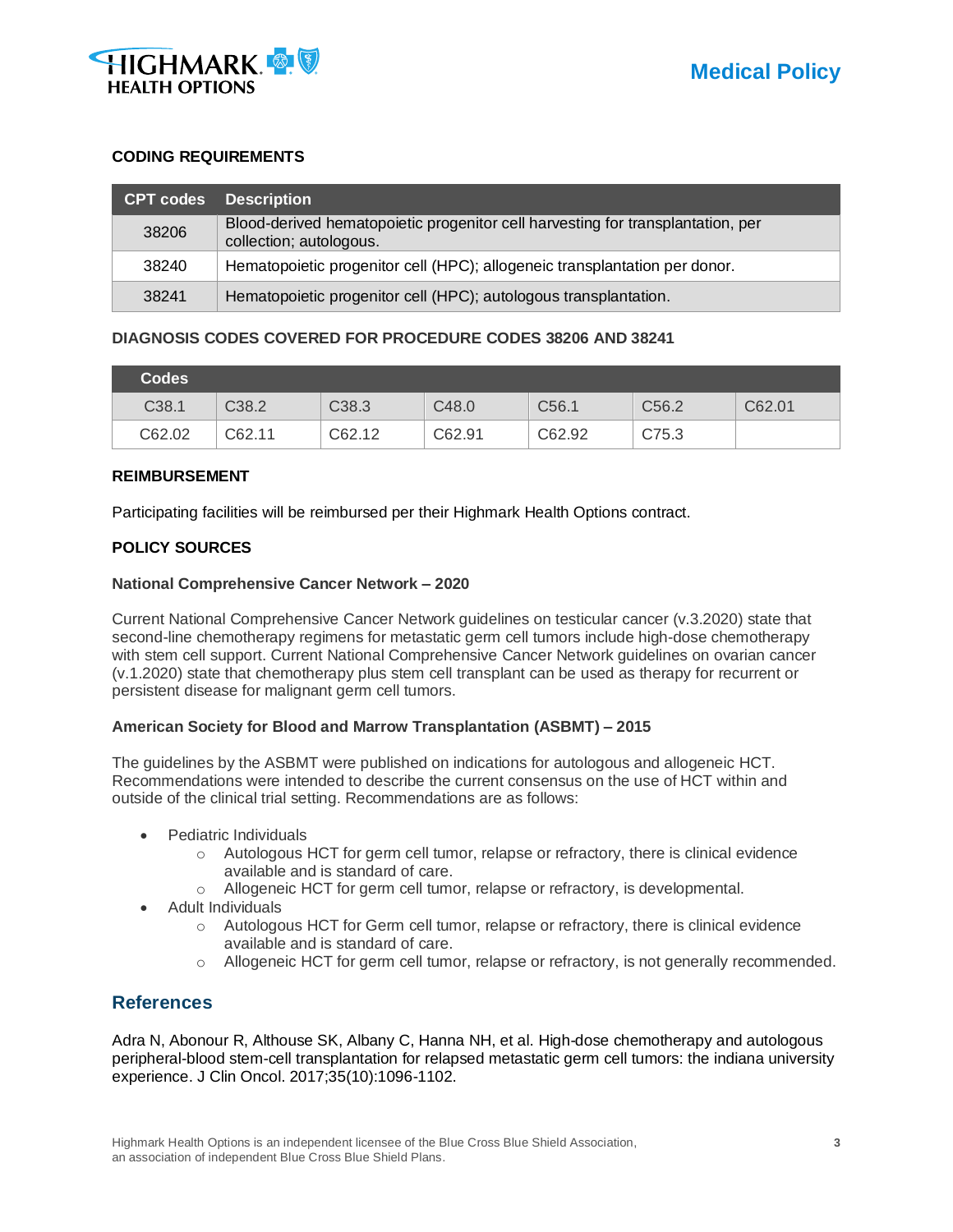### CODING REQUIREMENTS

| CPT codes | Description |
|---|---|
| 38206 | Blood-derived hematopoietic progenitor cell harvesting for transplantation, per collection; autologous. |
| 38240 | Hematopoietic progenitor cell (HPC); allogeneic transplantation per donor. |
| 38241 | Hematopoietic progenitor cell (HPC); autologous transplantation. |

### DIAGNOSIS CODES COVERED FOR PROCEDURE CODES 38206 AND 38241

| Codes | | | | | | |
|---|---|---|---|---|---|---|
| C38.1 | C38.2 | C38.3 | C48.0 | C56.1 | C56.2 | C62.01 |
| C62.02 | C62.11 | C62.12 | C62.91 | C62.92 | C75.3 | |

### REIMBURSEMENT

Participating facilities will be reimbursed per their Highmark Health Options contract.

### POLICY SOURCES

**National Comprehensive Cancer Network – 2020**

Current National Comprehensive Cancer Network guidelines on testicular cancer (v.3.2020) state that second-line chemotherapy regimens for metastatic germ cell tumors include high-dose chemotherapy with stem cell support. Current National Comprehensive Cancer Network guidelines on ovarian cancer (v.1.2020) state that chemotherapy plus stem cell transplant can be used as therapy for recurrent or persistent disease for malignant germ cell tumors.

**American Society for Blood and Marrow Transplantation (ASBMT) – 2015**

The guidelines by the ASBMT were published on indications for autologous and allogeneic HCT. Recommendations were intended to describe the current consensus on the use of HCT within and outside of the clinical trial setting. Recommendations are as follows:

- Pediatric Individuals
  - Autologous HCT for germ cell tumor, relapse or refractory, there is clinical evidence available and is standard of care.
  - Allogeneic HCT for germ cell tumor, relapse or refractory, is developmental.
- Adult Individuals
  - Autologous HCT for Germ cell tumor, relapse or refractory, there is clinical evidence available and is standard of care.
  - Allogeneic HCT for germ cell tumor, relapse or refractory, is not generally recommended.

## References

Adra N, Abonour R, Althouse SK, Albany C, Hanna NH, et al. High-dose chemotherapy and autologous peripheral-blood stem-cell transplantation for relapsed metastatic germ cell tumors: the indiana university experience. J Clin Oncol. 2017;35(10):1096-1102.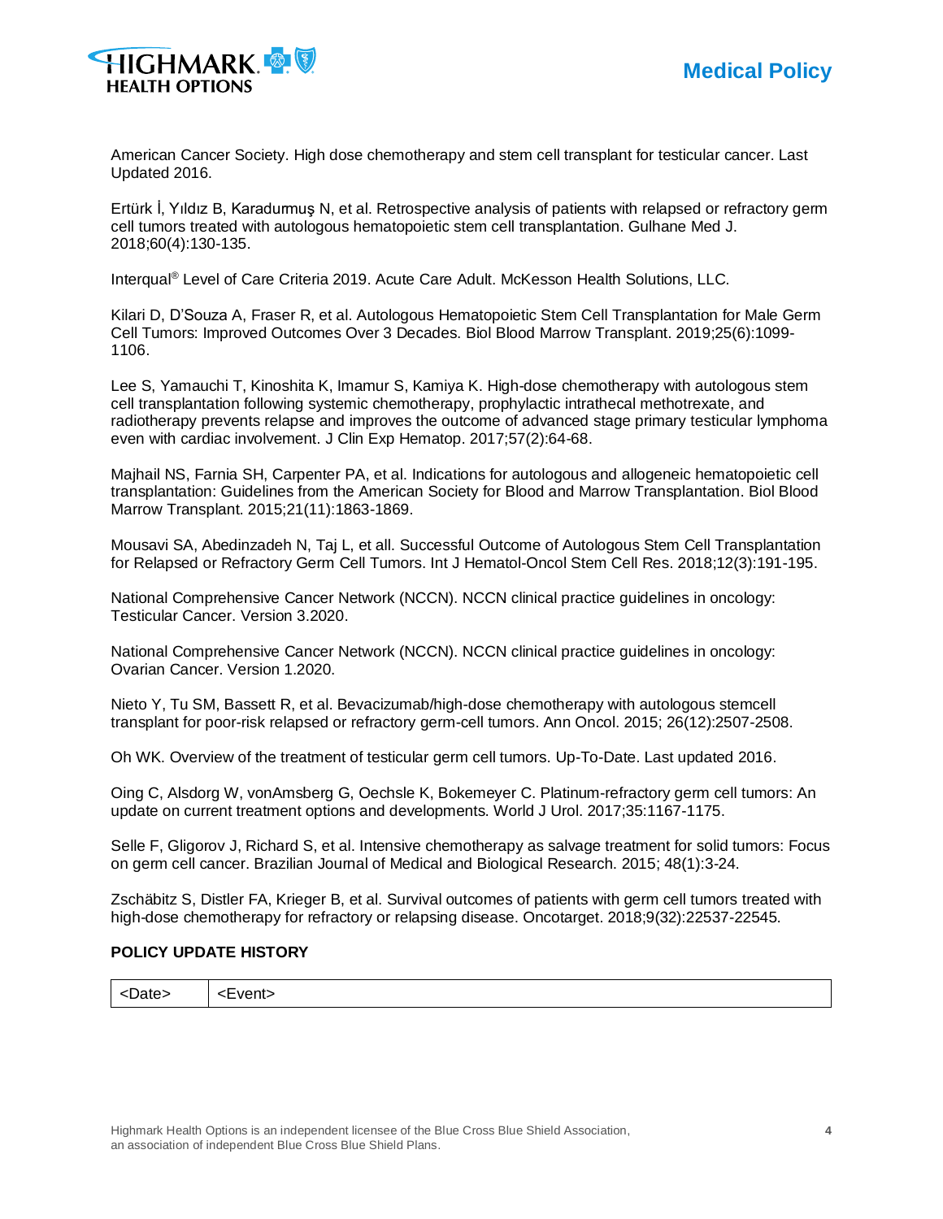American Cancer Society. High dose chemotherapy and stem cell transplant for testicular cancer. Last Updated 2016.

Ertürk İ, Yıldız B, Karadurmuş N, et al. Retrospective analysis of patients with relapsed or refractory germ cell tumors treated with autologous hematopoietic stem cell transplantation. Gulhane Med J. 2018;60(4):130-135.

Interqual® Level of Care Criteria 2019. Acute Care Adult. McKesson Health Solutions, LLC.

Kilari D, D'Souza A, Fraser R, et al. Autologous Hematopoietic Stem Cell Transplantation for Male Germ Cell Tumors: Improved Outcomes Over 3 Decades. Biol Blood Marrow Transplant. 2019;25(6):1099-1106.

Lee S, Yamauchi T, Kinoshita K, Imamur S, Kamiya K. High-dose chemotherapy with autologous stem cell transplantation following systemic chemotherapy, prophylactic intrathecal methotrexate, and radiotherapy prevents relapse and improves the outcome of advanced stage primary testicular lymphoma even with cardiac involvement. J Clin Exp Hematop. 2017;57(2):64-68.

Majhail NS, Farnia SH, Carpenter PA, et al. Indications for autologous and allogeneic hematopoietic cell transplantation: Guidelines from the American Society for Blood and Marrow Transplantation. Biol Blood Marrow Transplant. 2015;21(11):1863-1869.

Mousavi SA, Abedinzadeh N, Taj L, et all. Successful Outcome of Autologous Stem Cell Transplantation for Relapsed or Refractory Germ Cell Tumors. Int J Hematol-Oncol Stem Cell Res. 2018;12(3):191-195.

National Comprehensive Cancer Network (NCCN). NCCN clinical practice guidelines in oncology: Testicular Cancer. Version 3.2020.

National Comprehensive Cancer Network (NCCN). NCCN clinical practice guidelines in oncology: Ovarian Cancer. Version 1.2020.

Nieto Y, Tu SM, Bassett R, et al. Bevacizumab/high-dose chemotherapy with autologous stemcell transplant for poor-risk relapsed or refractory germ-cell tumors. Ann Oncol. 2015; 26(12):2507-2508.

Oh WK. Overview of the treatment of testicular germ cell tumors. Up-To-Date. Last updated 2016.

Oing C, Alsdorg W, vonAmsberg G, Oechsle K, Bokemeyer C. Platinum-refractory germ cell tumors: An update on current treatment options and developments. World J Urol. 2017;35:1167-1175.

Selle F, Gligorov J, Richard S, et al. Intensive chemotherapy as salvage treatment for solid tumors: Focus on germ cell cancer. Brazilian Journal of Medical and Biological Research. 2015; 48(1):3-24.

Zschäbitz S, Distler FA, Krieger B, et al. Survival outcomes of patients with germ cell tumors treated with high-dose chemotherapy for refractory or relapsing disease. Oncotarget. 2018;9(32):22537-22545.

**POLICY UPDATE HISTORY**

| | |
|---|---|
| <Date> | <Event> |